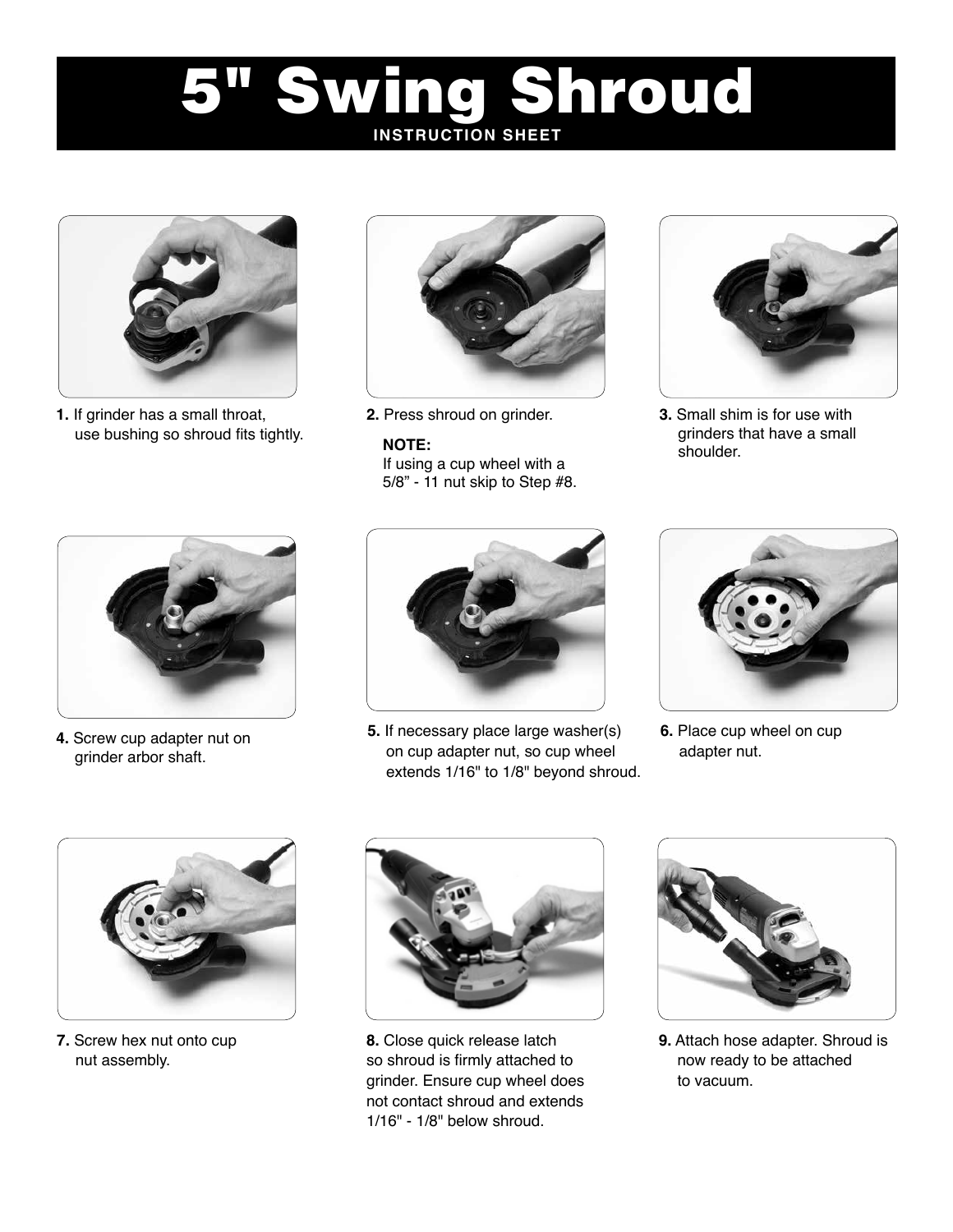# 5" Swing Shroud

**INSTRUCTION SHEET**

1. If grinder has a small throat, use bushing so shroud fits tightly.

2. Press shroud on grinder.

   **NOTE:**
   If using a cup wheel with a 5/8” - 11 nut skip to Step #8.

3. Small shim is for use with grinders that have a small shoulder.

4. Screw cup adapter nut on grinder arbor shaft.

5. If necessary place large washer(s) on cup adapter nut, so cup wheel extends 1/16" to 1/8" beyond shroud.

6. Place cup wheel on cup adapter nut.

7. Screw hex nut onto cup nut assembly.

8. Close quick release latch so shroud is firmly attached to grinder. Ensure cup wheel does not contact shroud and extends 1/16" - 1/8" below shroud.

9. Attach hose adapter. Shroud is now ready to be attached to vacuum.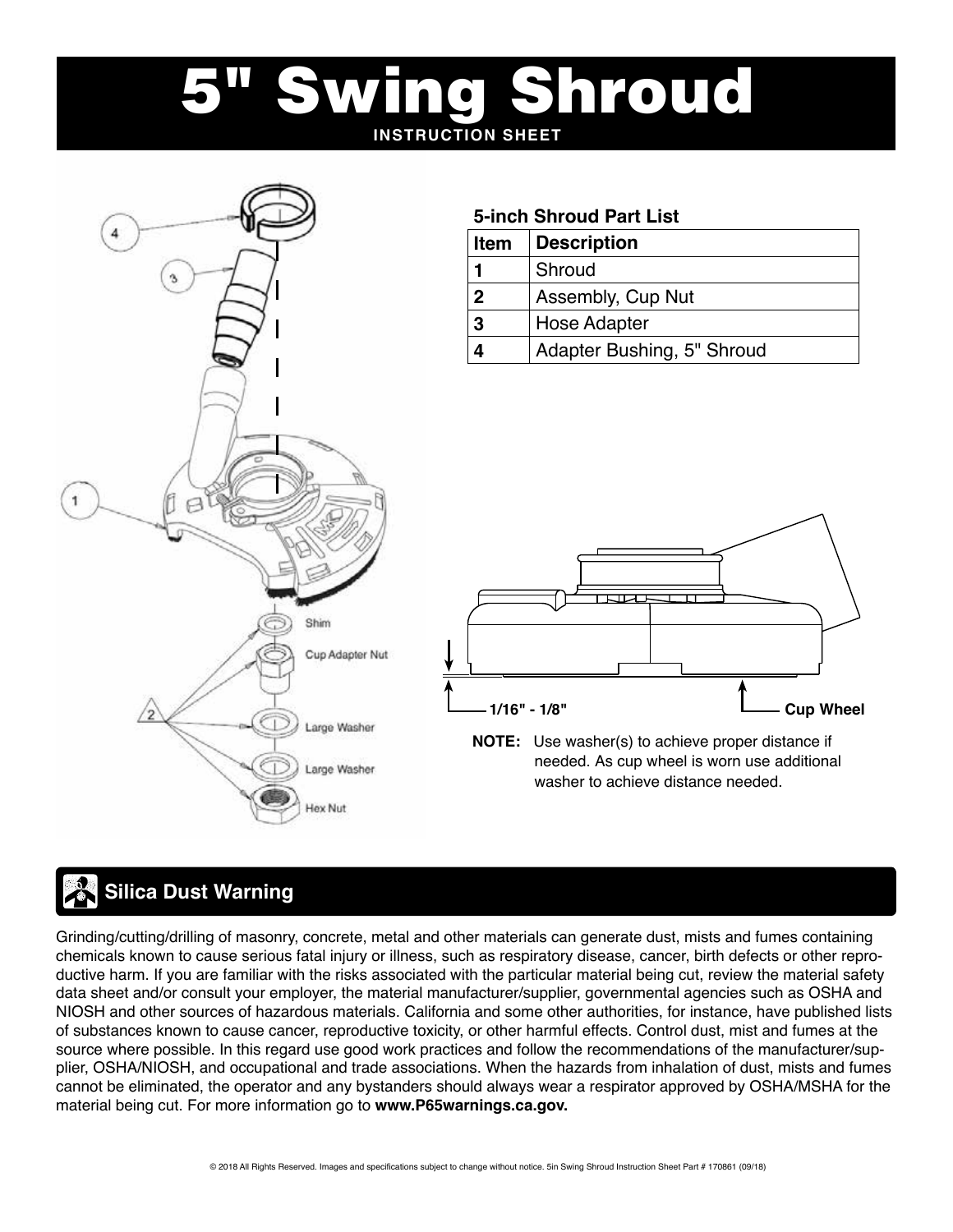# 5" Swing Shroud

**INSTRUCTION SHEET**

4

3

1

Shim

Cup Adapter Nut

2

Large Washer

Large Washer

Hex Nut

### 5-inch Shroud Part List

| Item | Description |
|---|---|
| 1 | Shroud |
| 2 | Assembly, Cup Nut |
| 3 | Hose Adapter |
| 4 | Adapter Bushing, 5" Shroud |

1/16" - 1/8"

Cup Wheel

**NOTE:** Use washer(s) to achieve proper distance if needed. As cup wheel is worn use additional washer to achieve distance needed.

## Silica Dust Warning

Grinding/cutting/drilling of masonry, concrete, metal and other materials can generate dust, mists and fumes containing chemicals known to cause serious fatal injury or illness, such as respiratory disease, cancer, birth defects or other reproductive harm. If you are familiar with the risks associated with the particular material being cut, review the material safety data sheet and/or consult your employer, the material manufacturer/supplier, governmental agencies such as OSHA and NIOSH and other sources of hazardous materials. California and some other authorities, for instance, have published lists of substances known to cause cancer, reproductive toxicity, or other harmful effects. Control dust, mist and fumes at the source where possible. In this regard use good work practices and follow the recommendations of the manufacturer/supplier, OSHA/NIOSH, and occupational and trade associations. When the hazards from inhalation of dust, mists and fumes cannot be eliminated, the operator and any bystanders should always wear a respirator approved by OSHA/MSHA for the material being cut. For more information go to **www.P65warnings.ca.gov.**

© 2018 All Rights Reserved. Images and specifications subject to change without notice. 5in Swing Shroud Instruction Sheet Part # 170861 (09/18)